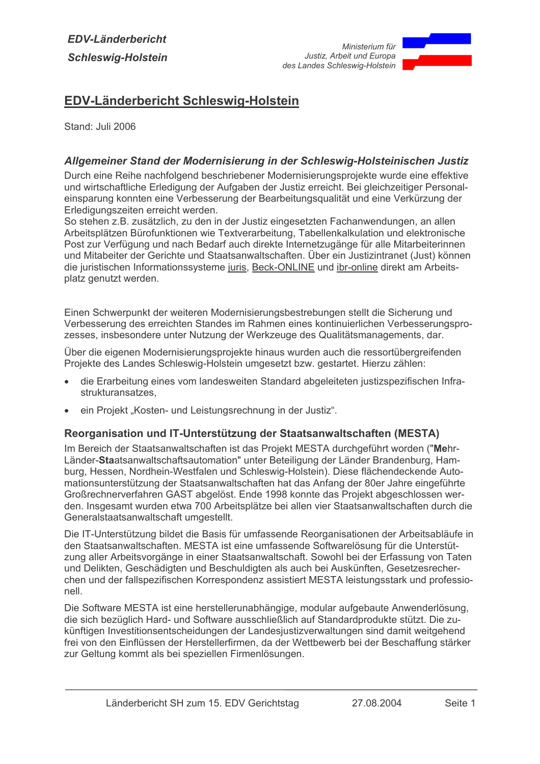# EDV-Länderbericht Schleswig-Holstein

Stand: Juli 2006

### *Allgemeiner Stand der Modernisierung in der Schleswig-Holsteinischen Justiz*

Durch eine Reihe nachfolgend beschriebener Modernisierungsprojekte wurde eine effektive und wirtschaftliche Erledigung der Aufgaben der Justiz erreicht. Bei gleichzeitiger Personaleinsparung konnten eine Verbesserung der Bearbeitungsqualität und eine Verkürzung der Erledigungszeiten erreicht werden.
So stehen z.B. zusätzlich, zu den in der Justiz eingesetzten Fachanwendungen, an allen Arbeitsplätzen Bürofunktionen wie Textverarbeitung, Tabellenkalkulation und elektronische Post zur Verfügung und nach Bedarf auch direkte Internetzugänge für alle Mitarbeiterinnen und Mitabeiter der Gerichte und Staatsanwaltschaften. Über ein Justizintranet (Just) können die juristischen Informationssysteme juris, Beck-ONLINE und ibr-online direkt am Arbeitsplatz genutzt werden.

Einen Schwerpunkt der weiteren Modernisierungsbestrebungen stellt die Sicherung und Verbesserung des erreichten Standes im Rahmen eines kontinuierlichen Verbesserungsprozesses, insbesondere unter Nutzung der Werkzeuge des Qualitätsmanagements, dar.

Über die eigenen Modernisierungsprojekte hinaus wurden auch die ressortübergreifenden Projekte des Landes Schleswig-Holstein umgesetzt bzw. gestartet. Hierzu zählen:

- die Erarbeitung eines vom landesweiten Standard abgeleiteten justizspezifischen Infrastrukturansatzes,
- ein Projekt „Kosten- und Leistungsrechnung in der Justiz".

### Reorganisation und IT-Unterstützung der Staatsanwaltschaften (MESTA)

Im Bereich der Staatsanwaltschaften ist das Projekt MESTA durchgeführt worden ("**Me**hr-Länder-**Sta**atsanwaltschaftsautomation" unter Beteiligung der Länder Brandenburg, Hamburg, Hessen, Nordhein-Westfalen und Schleswig-Holstein). Diese flächendeckende Automationsunterstützung der Staatsanwaltschaften hat das Anfang der 80er Jahre eingeführte Großrechnerverfahren GAST abgelöst. Ende 1998 konnte das Projekt abgeschlossen werden. Insgesamt wurden etwa 700 Arbeitsplätze bei allen vier Staatsanwaltschaften durch die Generalstaatsanwaltschaft umgestellt.

Die IT-Unterstützung bildet die Basis für umfassende Reorganisationen der Arbeitsabläufe in den Staatsanwaltschaften. MESTA ist eine umfassende Softwarelösung für die Unterstützung aller Arbeitsvorgänge in einer Staatsanwaltschaft. Sowohl bei der Erfassung von Taten und Delikten, Geschädigten und Beschuldigten als auch bei Auskünften, Gesetzesrecherchen und der fallspezifischen Korrespondenz assistiert MESTA leistungsstark und professionell.

Die Software MESTA ist eine herstellerunabhängige, modular aufgebaute Anwenderlösung, die sich bezüglich Hard- und Software ausschließlich auf Standardprodukte stützt. Die zukünftigen Investitionsentscheidungen der Landesjustizverwaltungen sind damit weitgehend frei von den Einflüssen der Herstellerfirmen, da der Wettbewerb bei der Beschaffung stärker zur Geltung kommt als bei speziellen Firmenlösungen.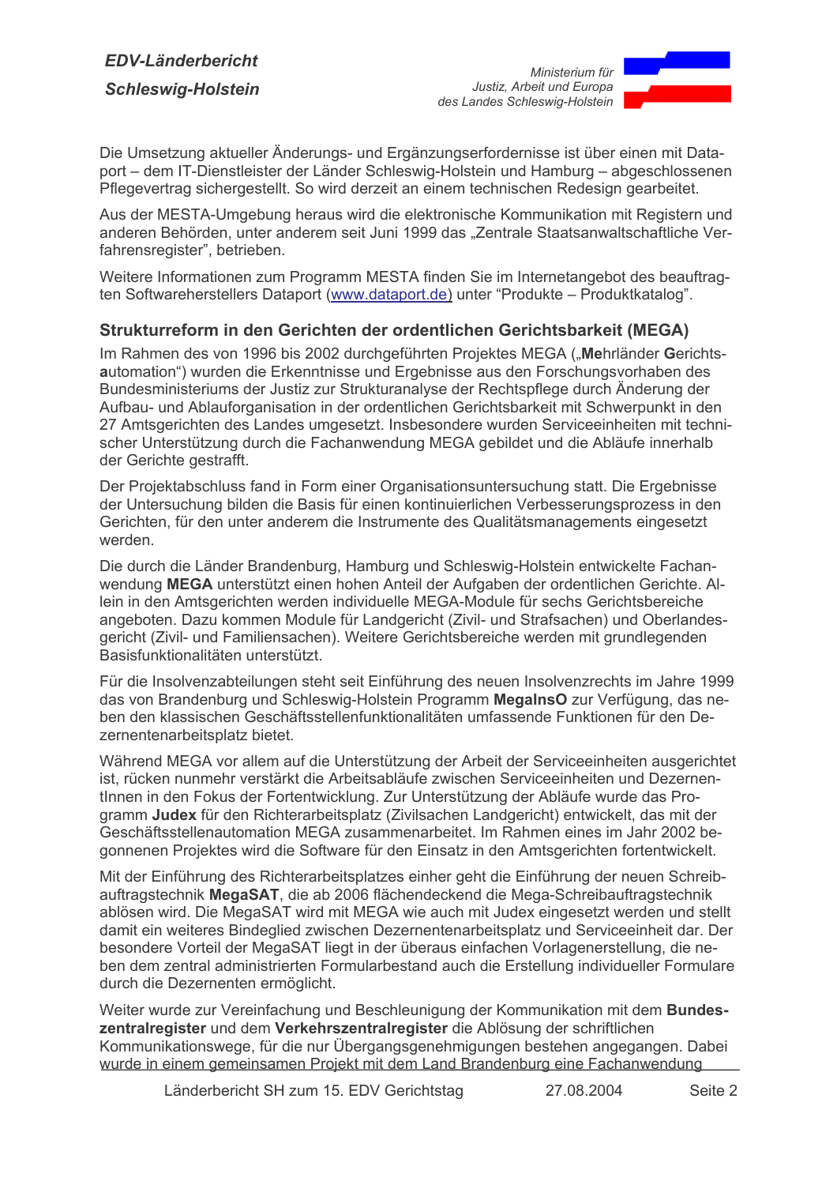Die Umsetzung aktueller Änderungs- und Ergänzungserfordernisse ist über einen mit Dataport – dem IT-Dienstleister der Länder Schleswig-Holstein und Hamburg – abgeschlossenen Pflegevertrag sichergestellt. So wird derzeit an einem technischen Redesign gearbeitet.

Aus der MESTA-Umgebung heraus wird die elektronische Kommunikation mit Registern und anderen Behörden, unter anderem seit Juni 1999 das „Zentrale Staatsanwaltschaftliche Verfahrensregister", betrieben.

Weitere Informationen zum Programm MESTA finden Sie im Internetangebot des beauftragten Softwareherstellers Dataport (www.dataport.de) unter "Produkte – Produktkatalog".

### Strukturreform in den Gerichten der ordentlichen Gerichtsbarkeit (MEGA)

Im Rahmen des von 1996 bis 2002 durchgeführten Projektes MEGA („**Me**hrländer **G**erichts**a**utomation") wurden die Erkenntnisse und Ergebnisse aus den Forschungsvorhaben des Bundesministeriums der Justiz zur Strukturanalyse der Rechtspflege durch Änderung der Aufbau- und Ablauforganisation in der ordentlichen Gerichtsbarkeit mit Schwerpunkt in den 27 Amtsgerichten des Landes umgesetzt. Insbesondere wurden Serviceeinheiten mit technischer Unterstützung durch die Fachanwendung MEGA gebildet und die Abläufe innerhalb der Gerichte gestrafft.

Der Projektabschluss fand in Form einer Organisationsuntersuchung statt. Die Ergebnisse der Untersuchung bilden die Basis für einen kontinuierlichen Verbesserungsprozess in den Gerichten, für den unter anderem die Instrumente des Qualitätsmanagements eingesetzt werden.

Die durch die Länder Brandenburg, Hamburg und Schleswig-Holstein entwickelte Fachanwendung **MEGA** unterstützt einen hohen Anteil der Aufgaben der ordentlichen Gerichte. Allein in den Amtsgerichten werden individuelle MEGA-Module für sechs Gerichtsbereiche angeboten. Dazu kommen Module für Landgericht (Zivil- und Strafsachen) und Oberlandesgericht (Zivil- und Familiensachen). Weitere Gerichtsbereiche werden mit grundlegenden Basisfunktionalitäten unterstützt.

Für die Insolvenzabteilungen steht seit Einführung des neuen Insolvenzrechts im Jahre 1999 das von Brandenburg und Schleswig-Holstein Programm **MegaInsO** zur Verfügung, das neben den klassischen Geschäftsstellenfunktionalitäten umfassende Funktionen für den Dezernentenarbeitsplatz bietet.

Während MEGA vor allem auf die Unterstützung der Arbeit der Serviceeinheiten ausgerichtet ist, rücken nunmehr verstärkt die Arbeitsabläufe zwischen Serviceeinheiten und DezernentInnen in den Fokus der Fortentwicklung. Zur Unterstützung der Abläufe wurde das Programm **Judex** für den Richterarbeitsplatz (Zivilsachen Landgericht) entwickelt, das mit der Geschäftsstellenautomation MEGA zusammenarbeitet. Im Rahmen eines im Jahr 2002 begonnenen Projektes wird die Software für den Einsatz in den Amtsgerichten fortentwickelt.

Mit der Einführung des Richterarbeitsplatzes einher geht die Einführung der neuen Schreibauftragstechnik **MegaSAT**, die ab 2006 flächendeckend die Mega-Schreibauftragstechnik ablösen wird. Die MegaSAT wird mit MEGA wie auch mit Judex eingesetzt werden und stellt damit ein weiteres Bindeglied zwischen Dezernentenarbeitsplatz und Serviceeinheit dar. Der besondere Vorteil der MegaSAT liegt in der überaus einfachen Vorlagenerstellung, die neben dem zentral administrierten Formularbestand auch die Erstellung individueller Formulare durch die Dezernenten ermöglicht.

Weiter wurde zur Vereinfachung und Beschleunigung der Kommunikation mit dem **Bundeszentralregister** und dem **Verkehrszentralregister** die Ablösung der schriftlichen Kommunikationswege, für die nur Übergangsgenehmigungen bestehen angegangen. Dabei wurde in einem gemeinsamen Projekt mit dem Land Brandenburg eine Fachanwendung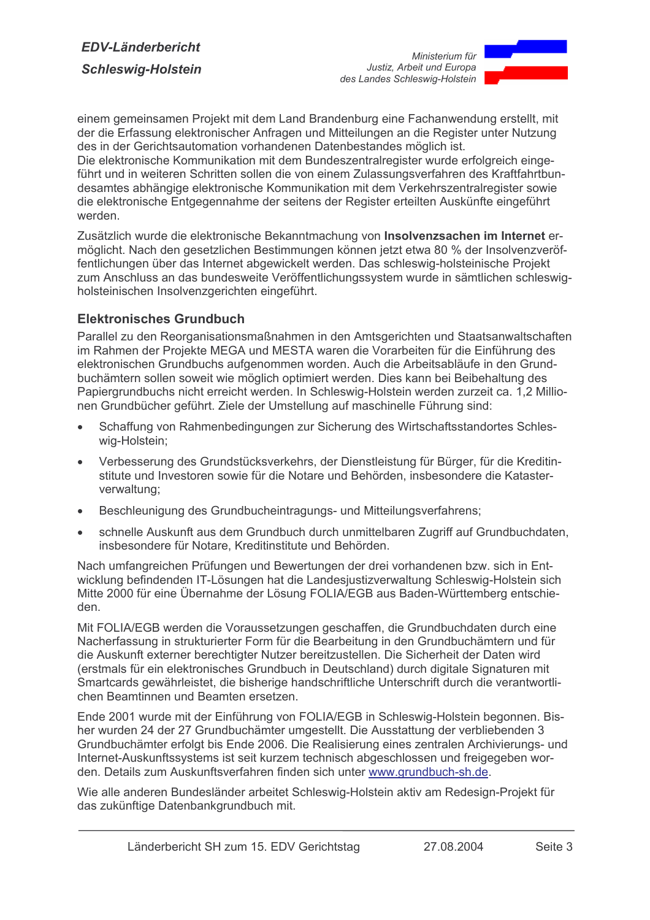einem gemeinsamen Projekt mit dem Land Brandenburg eine Fachanwendung erstellt, mit der die Erfassung elektronischer Anfragen und Mitteilungen an die Register unter Nutzung des in der Gerichtsautomation vorhandenen Datenbestandes möglich ist.
Die elektronische Kommunikation mit dem Bundeszentralregister wurde erfolgreich eingeführt und in weiteren Schritten sollen die von einem Zulassungsverfahren des Kraftfahrtbundesamtes abhängige elektronische Kommunikation mit dem Verkehrszentralregister sowie die elektronische Entgegennahme der seitens der Register erteilten Auskünfte eingeführt werden.

Zusätzlich wurde die elektronische Bekanntmachung von **Insolvenzsachen im Internet** ermöglicht. Nach den gesetzlichen Bestimmungen können jetzt etwa 80 % der Insolvenzveröffentlichungen über das Internet abgewickelt werden. Das schleswig-holsteinische Projekt zum Anschluss an das bundesweite Veröffentlichungssystem wurde in sämtlichen schleswig-holsteinischen Insolvenzgerichten eingeführt.

## Elektronisches Grundbuch

Parallel zu den Reorganisationsmaßnahmen in den Amtsgerichten und Staatsanwaltschaften im Rahmen der Projekte MEGA und MESTA waren die Vorarbeiten für die Einführung des elektronischen Grundbuchs aufgenommen worden. Auch die Arbeitsabläufe in den Grundbuchämtern sollen soweit wie möglich optimiert werden. Dies kann bei Beibehaltung des Papiergrundbuchs nicht erreicht werden. In Schleswig-Holstein werden zurzeit ca. 1,2 Millionen Grundbücher geführt. Ziele der Umstellung auf maschinelle Führung sind:

- Schaffung von Rahmenbedingungen zur Sicherung des Wirtschaftsstandortes Schleswig-Holstein;
- Verbesserung des Grundstücksverkehrs, der Dienstleistung für Bürger, für die Kreditinstitute und Investoren sowie für die Notare und Behörden, insbesondere die Katasterverwaltung;
- Beschleunigung des Grundbucheintragungs- und Mitteilungsverfahrens;
- schnelle Auskunft aus dem Grundbuch durch unmittelbaren Zugriff auf Grundbuchdaten, insbesondere für Notare, Kreditinstitute und Behörden.

Nach umfangreichen Prüfungen und Bewertungen der drei vorhandenen bzw. sich in Entwicklung befindenden IT-Lösungen hat die Landesjustizverwaltung Schleswig-Holstein sich Mitte 2000 für eine Übernahme der Lösung FOLIA/EGB aus Baden-Württemberg entschieden.

Mit FOLIA/EGB werden die Voraussetzungen geschaffen, die Grundbuchdaten durch eine Nacherfassung in strukturierter Form für die Bearbeitung in den Grundbuchämtern und für die Auskunft externer berechtigter Nutzer bereitzustellen. Die Sicherheit der Daten wird (erstmals für ein elektronisches Grundbuch in Deutschland) durch digitale Signaturen mit Smartcards gewährleistet, die bisherige handschriftliche Unterschrift durch die verantwortlichen Beamtinnen und Beamten ersetzen.

Ende 2001 wurde mit der Einführung von FOLIA/EGB in Schleswig-Holstein begonnen. Bisher wurden 24 der 27 Grundbuchämter umgestellt. Die Ausstattung der verbliebenden 3 Grundbuchämter erfolgt bis Ende 2006. Die Realisierung eines zentralen Archivierungs- und Internet-Auskunftssystems ist seit kurzem technisch abgeschlossen und freigegeben worden. Details zum Auskunftsverfahren finden sich unter www.grundbuch-sh.de.

Wie alle anderen Bundesländer arbeitet Schleswig-Holstein aktiv am Redesign-Projekt für das zukünftige Datenbankgrundbuch mit.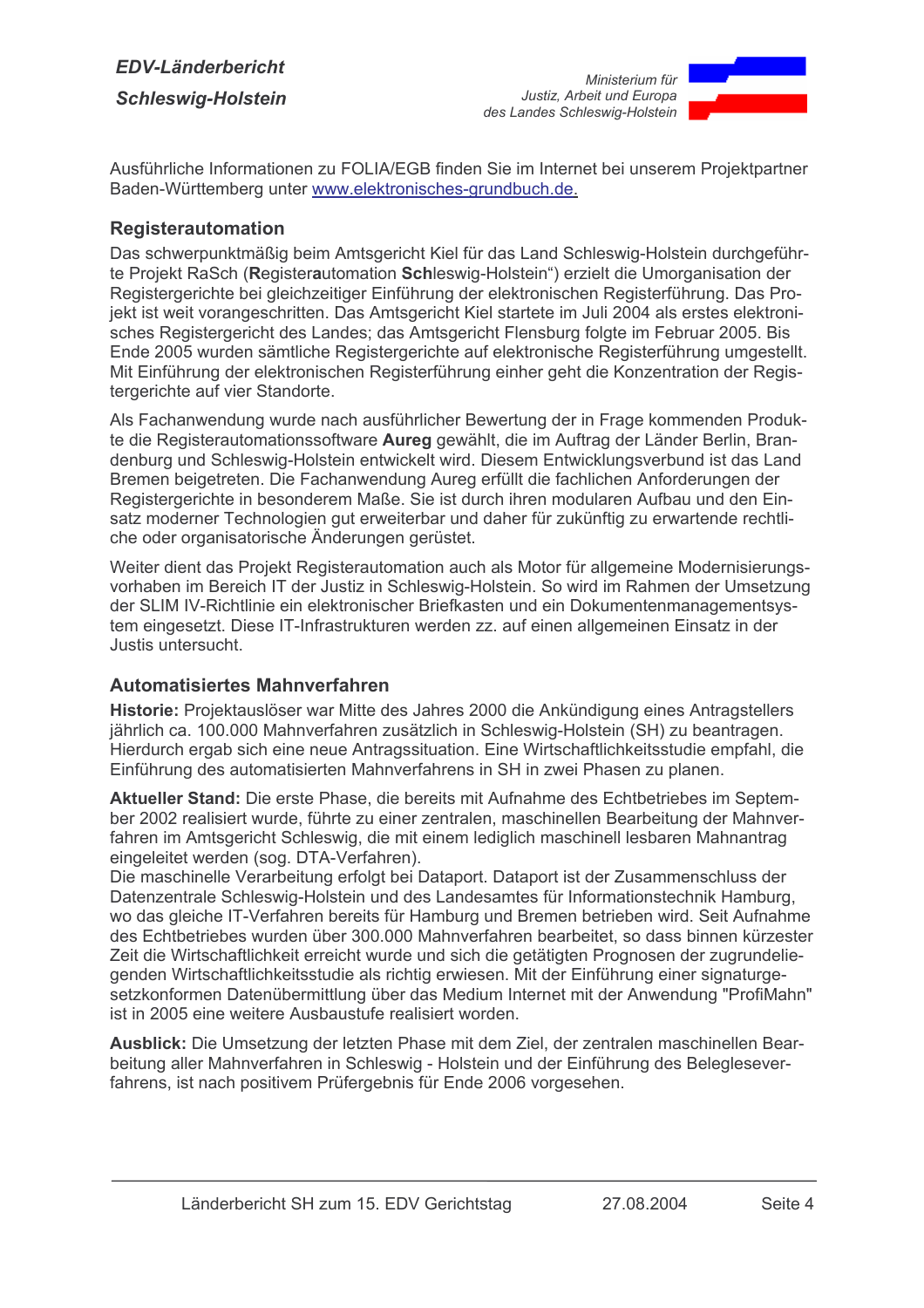Ausführliche Informationen zu FOLIA/EGB finden Sie im Internet bei unserem Projektpartner Baden-Württemberg unter www.elektronisches-grundbuch.de.

## Registerautomation

Das schwerpunktmäßig beim Amtsgericht Kiel für das Land Schleswig-Holstein durchgeführte Projekt RaSch (**R**egister**a**utomation **Sch**leswig-Holstein“) erzielt die Umorganisation der Registergerichte bei gleichzeitiger Einführung der elektronischen Registerführung. Das Projekt ist weit vorangeschritten. Das Amtsgericht Kiel startete im Juli 2004 als erstes elektronisches Registergericht des Landes; das Amtsgericht Flensburg folgte im Februar 2005. Bis Ende 2005 wurden sämtliche Registergerichte auf elektronische Registerführung umgestellt. Mit Einführung der elektronischen Registerführung einher geht die Konzentration der Registergerichte auf vier Standorte.

Als Fachanwendung wurde nach ausführlicher Bewertung der in Frage kommenden Produkte die Registerautomationssoftware **Aureg** gewählt, die im Auftrag der Länder Berlin, Brandenburg und Schleswig-Holstein entwickelt wird. Diesem Entwicklungsverbund ist das Land Bremen beigetreten. Die Fachanwendung Aureg erfüllt die fachlichen Anforderungen der Registergerichte in besonderem Maße. Sie ist durch ihren modularen Aufbau und den Einsatz moderner Technologien gut erweiterbar und daher für zukünftig zu erwartende rechtliche oder organisatorische Änderungen gerüstet.

Weiter dient das Projekt Registerautomation auch als Motor für allgemeine Modernisierungsvorhaben im Bereich IT der Justiz in Schleswig-Holstein. So wird im Rahmen der Umsetzung der SLIM IV-Richtlinie ein elektronischer Briefkasten und ein Dokumentenmanagementsystem eingesetzt. Diese IT-Infrastrukturen werden zz. auf einen allgemeinen Einsatz in der Justis untersucht.

## Automatisiertes Mahnverfahren

**Historie:** Projektauslöser war Mitte des Jahres 2000 die Ankündigung eines Antragstellers jährlich ca. 100.000 Mahnverfahren zusätzlich in Schleswig-Holstein (SH) zu beantragen. Hierdurch ergab sich eine neue Antragssituation. Eine Wirtschaftlichkeitsstudie empfahl, die Einführung des automatisierten Mahnverfahrens in SH in zwei Phasen zu planen.

**Aktueller Stand:** Die erste Phase, die bereits mit Aufnahme des Echtbetriebes im September 2002 realisiert wurde, führte zu einer zentralen, maschinellen Bearbeitung der Mahnverfahren im Amtsgericht Schleswig, die mit einem lediglich maschinell lesbaren Mahnantrag eingeleitet werden (sog. DTA-Verfahren).
Die maschinelle Verarbeitung erfolgt bei Dataport. Dataport ist der Zusammenschluss der Datenzentrale Schleswig-Holstein und des Landesamtes für Informationstechnik Hamburg, wo das gleiche IT-Verfahren bereits für Hamburg und Bremen betrieben wird. Seit Aufnahme des Echtbetriebes wurden über 300.000 Mahnverfahren bearbeitet, so dass binnen kürzester Zeit die Wirtschaftlichkeit erreicht wurde und sich die getätigten Prognosen der zugrundeliegenden Wirtschaftlichkeitsstudie als richtig erwiesen. Mit der Einführung einer signaturgesetzkonformen Datenübermittlung über das Medium Internet mit der Anwendung "ProfiMahn" ist in 2005 eine weitere Ausbaustufe realisiert worden.

**Ausblick:** Die Umsetzung der letzten Phase mit dem Ziel, der zentralen maschinellen Bearbeitung aller Mahnverfahren in Schleswig - Holstein und der Einführung des Beleglesever­fahrens, ist nach positivem Prüfergebnis für Ende 2006 vorgesehen.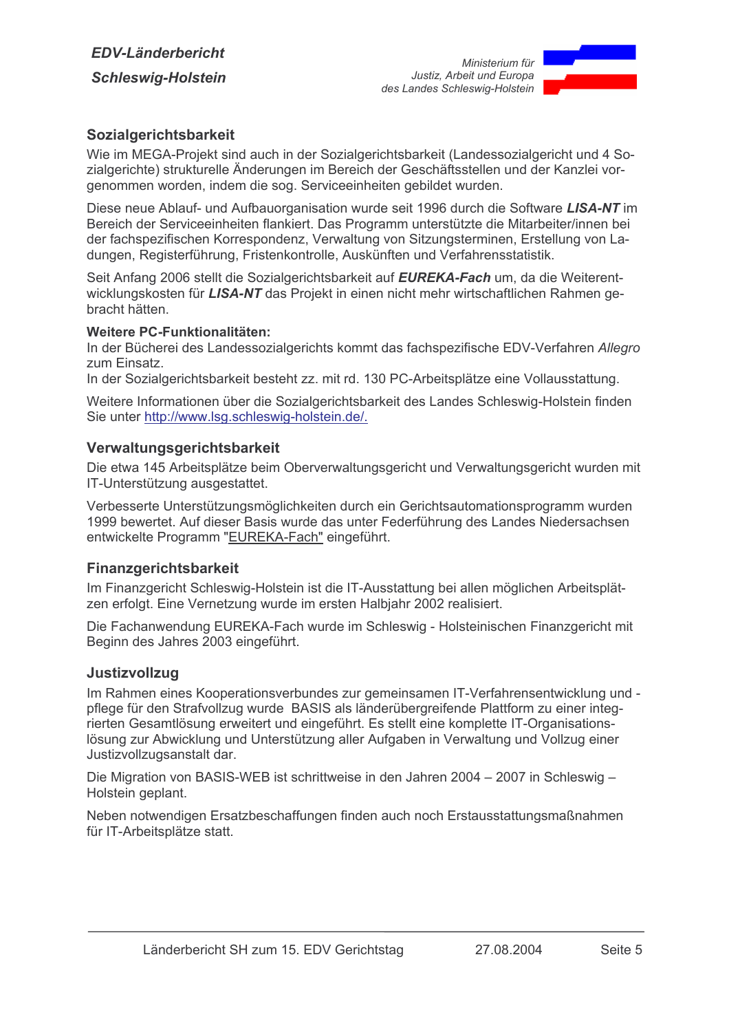## Sozialgerichtsbarkeit

Wie im MEGA-Projekt sind auch in der Sozialgerichtsbarkeit (Landessozialgericht und 4 Sozialgerichte) strukturelle Änderungen im Bereich der Geschäftsstellen und der Kanzlei vorgenommen worden, indem die sog. Serviceeinheiten gebildet wurden.

Diese neue Ablauf- und Aufbauorganisation wurde seit 1996 durch die Software ***LISA-NT*** im Bereich der Serviceeinheiten flankiert. Das Programm unterstützte die Mitarbeiter/innen bei der fachspezifischen Korrespondenz, Verwaltung von Sitzungsterminen, Erstellung von Ladungen, Registerführung, Fristenkontrolle, Auskünften und Verfahrensstatistik.

Seit Anfang 2006 stellt die Sozialgerichtsbarkeit auf ***EUREKA-Fach*** um, da die Weiterentwicklungskosten für ***LISA-NT*** das Projekt in einen nicht mehr wirtschaftlichen Rahmen gebracht hätten.

**Weitere PC-Funktionalitäten:**
In der Bücherei des Landessozialgerichts kommt das fachspezifische EDV-Verfahren *Allegro* zum Einsatz.
In der Sozialgerichtsbarkeit besteht zz. mit rd. 130 PC-Arbeitsplätze eine Vollausstattung.

Weitere Informationen über die Sozialgerichtsbarkeit des Landes Schleswig-Holstein finden Sie unter http://www.lsg.schleswig-holstein.de/.

## Verwaltungsgerichtsbarkeit

Die etwa 145 Arbeitsplätze beim Oberverwaltungsgericht und Verwaltungsgericht wurden mit IT-Unterstützung ausgestattet.

Verbesserte Unterstützungsmöglichkeiten durch ein Gerichtsautomationsprogramm wurden 1999 bewertet. Auf dieser Basis wurde das unter Federführung des Landes Niedersachsen entwickelte Programm "EUREKA-Fach" eingeführt.

## Finanzgerichtsbarkeit

Im Finanzgericht Schleswig-Holstein ist die IT-Ausstattung bei allen möglichen Arbeitsplätzen erfolgt. Eine Vernetzung wurde im ersten Halbjahr 2002 realisiert.

Die Fachanwendung EUREKA-Fach wurde im Schleswig - Holsteinischen Finanzgericht mit Beginn des Jahres 2003 eingeführt.

## Justizvollzug

Im Rahmen eines Kooperationsverbundes zur gemeinsamen IT-Verfahrensentwicklung und -pflege für den Strafvollzug wurde BASIS als länderübergreifende Plattform zu einer integrierten Gesamtlösung erweitert und eingeführt. Es stellt eine komplette IT-Organisationslösung zur Abwicklung und Unterstützung aller Aufgaben in Verwaltung und Vollzug einer Justizvollzugsanstalt dar.

Die Migration von BASIS-WEB ist schrittweise in den Jahren 2004 – 2007 in Schleswig – Holstein geplant.

Neben notwendigen Ersatzbeschaffungen finden auch noch Erstausstattungsmaßnahmen für IT-Arbeitsplätze statt.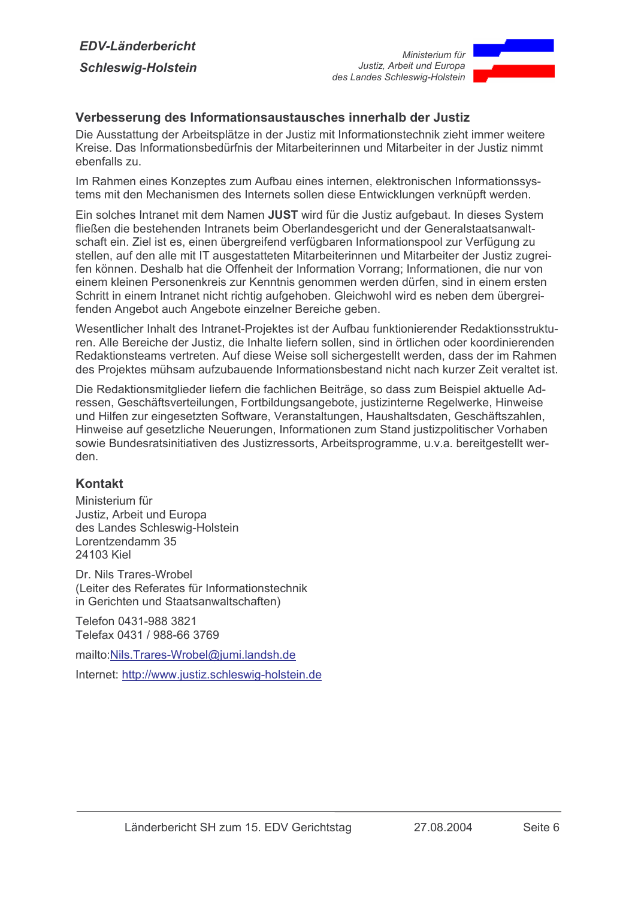## Verbesserung des Informationsaustausches innerhalb der Justiz

Die Ausstattung der Arbeitsplätze in der Justiz mit Informationstechnik zieht immer weitere Kreise. Das Informationsbedürfnis der Mitarbeiterinnen und Mitarbeiter in der Justiz nimmt ebenfalls zu.

Im Rahmen eines Konzeptes zum Aufbau eines internen, elektronischen Informationssystems mit den Mechanismen des Internets sollen diese Entwicklungen verknüpft werden.

Ein solches Intranet mit dem Namen **JUST** wird für die Justiz aufgebaut. In dieses System fließen die bestehenden Intranets beim Oberlandesgericht und der Generalstaatsanwaltschaft ein. Ziel ist es, einen übergreifend verfügbaren Informationspool zur Verfügung zu stellen, auf den alle mit IT ausgestatteten Mitarbeiterinnen und Mitarbeiter der Justiz zugreifen können. Deshalb hat die Offenheit der Information Vorrang; Informationen, die nur von einem kleinen Personenkreis zur Kenntnis genommen werden dürfen, sind in einem ersten Schritt in einem Intranet nicht richtig aufgehoben. Gleichwohl wird es neben dem übergreifenden Angebot auch Angebote einzelner Bereiche geben.

Wesentlicher Inhalt des Intranet-Projektes ist der Aufbau funktionierender Redaktionsstrukturen. Alle Bereiche der Justiz, die Inhalte liefern sollen, sind in örtlichen oder koordinierenden Redaktionsteams vertreten. Auf diese Weise soll sichergestellt werden, dass der im Rahmen des Projektes mühsam aufzubauende Informationsbestand nicht nach kurzer Zeit veraltet ist.

Die Redaktionsmitglieder liefern die fachlichen Beiträge, so dass zum Beispiel aktuelle Adressen, Geschäftsverteilungen, Fortbildungsangebote, justizinterne Regelwerke, Hinweise und Hilfen zur eingesetzten Software, Veranstaltungen, Haushaltsdaten, Geschäftszahlen, Hinweise auf gesetzliche Neuerungen, Informationen zum Stand justizpolitischer Vorhaben sowie Bundesratsinitiativen des Justizressorts, Arbeitsprogramme, u.v.a. bereitgestellt werden.

## Kontakt

Ministerium für
Justiz, Arbeit und Europa
des Landes Schleswig-Holstein
Lorentzendamm 35
24103 Kiel

Dr. Nils Trares-Wrobel
(Leiter des Referates für Informationstechnik
in Gerichten und Staatsanwaltschaften)

Telefon 0431-988 3821
Telefax 0431 / 988-66 3769

mailto:Nils.Trares-Wrobel@jumi.landsh.de

Internet: http://www.justiz.schleswig-holstein.de